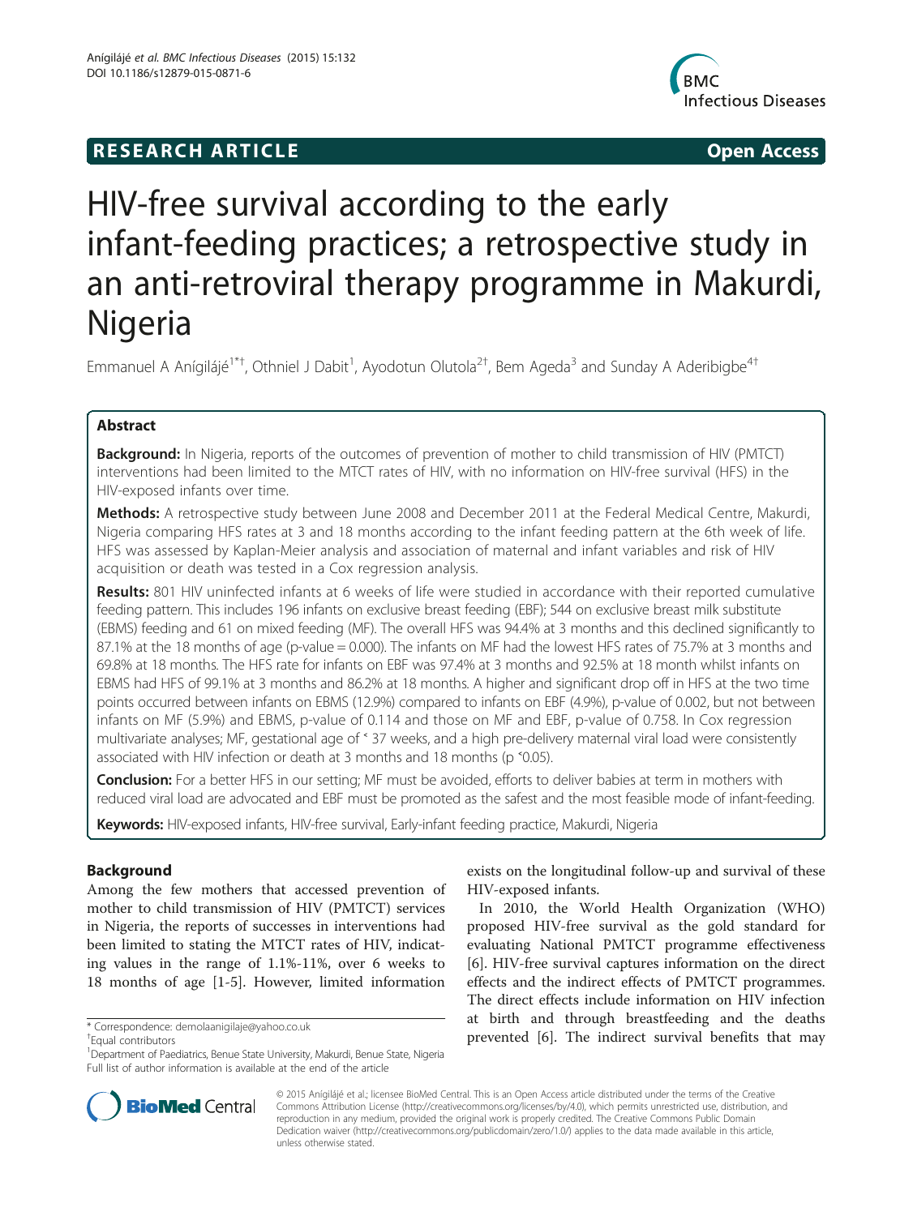RESEARCH ARTICLE Open Access

# HIV-free survival according to the early infant-feeding practices; a retrospective study in an anti-retroviral therapy programme in Makurdi, Nigeria

Emmanuel A Anígilájé[1*†], Othniel J Dabit[1], Ayodotun Olutola[2†], Bem Ageda[3] and Sunday A Aderibigbe[4†]

## Abstract

**Background:** In Nigeria, reports of the outcomes of prevention of mother to child transmission of HIV (PMTCT) interventions had been limited to the MTCT rates of HIV, with no information on HIV-free survival (HFS) in the HIV-exposed infants over time.

**Methods:** A retrospective study between June 2008 and December 2011 at the Federal Medical Centre, Makurdi, Nigeria comparing HFS rates at 3 and 18 months according to the infant feeding pattern at the 6th week of life. HFS was assessed by Kaplan-Meier analysis and association of maternal and infant variables and risk of HIV acquisition or death was tested in a Cox regression analysis.

**Results:** 801 HIV uninfected infants at 6 weeks of life were studied in accordance with their reported cumulative feeding pattern. This includes 196 infants on exclusive breast feeding (EBF); 544 on exclusive breast milk substitute (EBMS) feeding and 61 on mixed feeding (MF). The overall HFS was 94.4% at 3 months and this declined significantly to 87.1% at the 18 months of age (p-value = 0.000). The infants on MF had the lowest HFS rates of 75.7% at 3 months and 69.8% at 18 months. The HFS rate for infants on EBF was 97.4% at 3 months and 92.5% at 18 month whilst infants on EBMS had HFS of 99.1% at 3 months and 86.2% at 18 months. A higher and significant drop off in HFS at the two time points occurred between infants on EBMS (12.9%) compared to infants on EBF (4.9%), p-value of 0.002, but not between infants on MF (5.9%) and EBMS, p-value of 0.114 and those on MF and EBF, p-value of 0.758. In Cox regression multivariate analyses; MF, gestational age of ˂ 37 weeks, and a high pre-delivery maternal viral load were consistently associated with HIV infection or death at 3 months and 18 months (p ˂0.05).

**Conclusion:** For a better HFS in our setting; MF must be avoided, efforts to deliver babies at term in mothers with reduced viral load are advocated and EBF must be promoted as the safest and the most feasible mode of infant-feeding.

**Keywords:** HIV-exposed infants, HIV-free survival, Early-infant feeding practice, Makurdi, Nigeria

## Background

Among the few mothers that accessed prevention of mother to child transmission of HIV (PMTCT) services in Nigeria, the reports of successes in interventions had been limited to stating the MTCT rates of HIV, indicating values in the range of 1.1%-11%, over 6 weeks to 18 months of age [1-5]. However, limited information exists on the longitudinal follow-up and survival of these HIV-exposed infants.

In 2010, the World Health Organization (WHO) proposed HIV-free survival as the gold standard for evaluating National PMTCT programme effectiveness [6]. HIV-free survival captures information on the direct effects and the indirect effects of PMTCT programmes. The direct effects include information on HIV infection at birth and through breastfeeding and the deaths prevented [6]. The indirect survival benefits that may

* Correspondence: demolaanigilaje@yahoo.co.uk

†Equal contributors

[1]Department of Paediatrics, Benue State University, Makurdi, Benue State, Nigeria

Full list of author information is available at the end of the article

© 2015 Anígilájé et al.; licensee BioMed Central. This is an Open Access article distributed under the terms of the Creative Commons Attribution License (http://creativecommons.org/licenses/by/4.0), which permits unrestricted use, distribution, and reproduction in any medium, provided the original work is properly credited. The Creative Commons Public Domain Dedication waiver (http://creativecommons.org/publicdomain/zero/1.0/) applies to the data made available in this article, unless otherwise stated.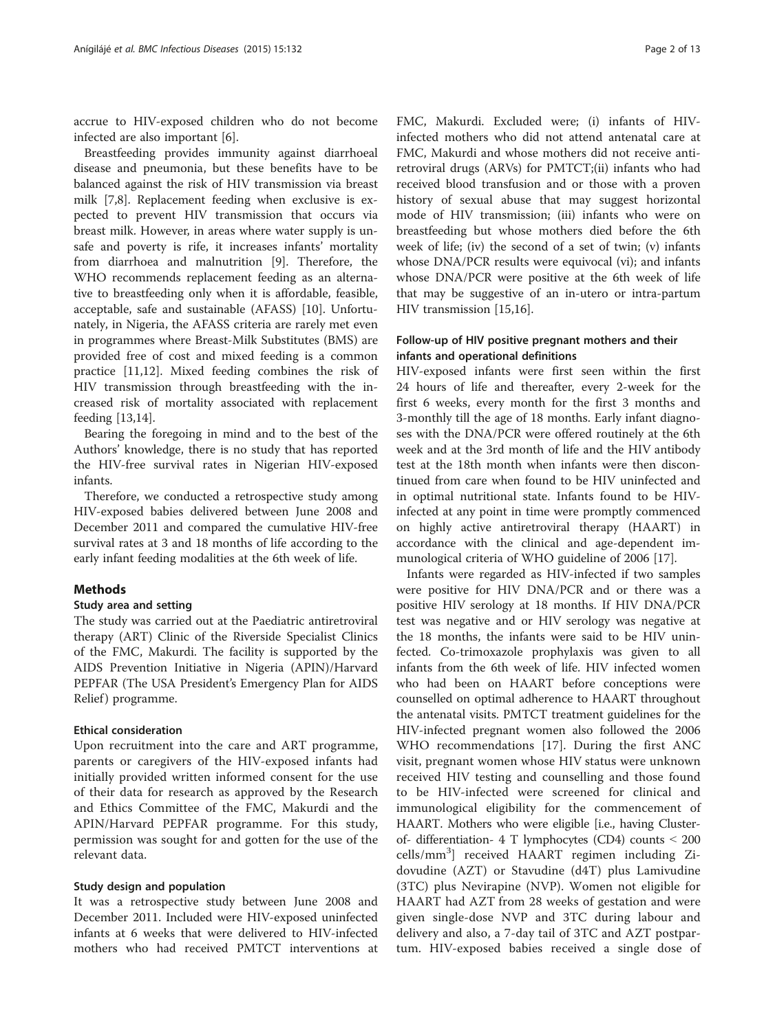accrue to HIV-exposed children who do not become infected are also important [6].

Breastfeeding provides immunity against diarrhoeal disease and pneumonia, but these benefits have to be balanced against the risk of HIV transmission via breast milk [7,8]. Replacement feeding when exclusive is expected to prevent HIV transmission that occurs via breast milk. However, in areas where water supply is unsafe and poverty is rife, it increases infants' mortality from diarrhoea and malnutrition [9]. Therefore, the WHO recommends replacement feeding as an alternative to breastfeeding only when it is affordable, feasible, acceptable, safe and sustainable (AFASS) [10]. Unfortunately, in Nigeria, the AFASS criteria are rarely met even in programmes where Breast-Milk Substitutes (BMS) are provided free of cost and mixed feeding is a common practice [11,12]. Mixed feeding combines the risk of HIV transmission through breastfeeding with the increased risk of mortality associated with replacement feeding [13,14].

Bearing the foregoing in mind and to the best of the Authors' knowledge, there is no study that has reported the HIV-free survival rates in Nigerian HIV-exposed infants.

Therefore, we conducted a retrospective study among HIV-exposed babies delivered between June 2008 and December 2011 and compared the cumulative HIV-free survival rates at 3 and 18 months of life according to the early infant feeding modalities at the 6th week of life.

## Methods

### Study area and setting

The study was carried out at the Paediatric antiretroviral therapy (ART) Clinic of the Riverside Specialist Clinics of the FMC, Makurdi. The facility is supported by the AIDS Prevention Initiative in Nigeria (APIN)/Harvard PEPFAR (The USA President's Emergency Plan for AIDS Relief) programme.

### Ethical consideration

Upon recruitment into the care and ART programme, parents or caregivers of the HIV-exposed infants had initially provided written informed consent for the use of their data for research as approved by the Research and Ethics Committee of the FMC, Makurdi and the APIN/Harvard PEPFAR programme. For this study, permission was sought for and gotten for the use of the relevant data.

### Study design and population

It was a retrospective study between June 2008 and December 2011. Included were HIV-exposed uninfected infants at 6 weeks that were delivered to HIV-infected mothers who had received PMTCT interventions at FMC, Makurdi. Excluded were; (i) infants of HIV-infected mothers who did not attend antenatal care at FMC, Makurdi and whose mothers did not receive antiretroviral drugs (ARVs) for PMTCT;(ii) infants who had received blood transfusion and or those with a proven history of sexual abuse that may suggest horizontal mode of HIV transmission; (iii) infants who were on breastfeeding but whose mothers died before the 6th week of life; (iv) the second of a set of twin; (v) infants whose DNA/PCR results were equivocal (vi); and infants whose DNA/PCR were positive at the 6th week of life that may be suggestive of an in-utero or intra-partum HIV transmission [15,16].

### Follow-up of HIV positive pregnant mothers and their infants and operational definitions

HIV-exposed infants were first seen within the first 24 hours of life and thereafter, every 2-week for the first 6 weeks, every month for the first 3 months and 3-monthly till the age of 18 months. Early infant diagnoses with the DNA/PCR were offered routinely at the 6th week and at the 3rd month of life and the HIV antibody test at the 18th month when infants were then discontinued from care when found to be HIV uninfected and in optimal nutritional state. Infants found to be HIV-infected at any point in time were promptly commenced on highly active antiretroviral therapy (HAART) in accordance with the clinical and age-dependent immunological criteria of WHO guideline of 2006 [17].

Infants were regarded as HIV-infected if two samples were positive for HIV DNA/PCR and or there was a positive HIV serology at 18 months. If HIV DNA/PCR test was negative and or HIV serology was negative at the 18 months, the infants were said to be HIV uninfected. Co-trimoxazole prophylaxis was given to all infants from the 6th week of life. HIV infected women who had been on HAART before conceptions were counselled on optimal adherence to HAART throughout the antenatal visits. PMTCT treatment guidelines for the HIV-infected pregnant women also followed the 2006 WHO recommendations [17]. During the first ANC visit, pregnant women whose HIV status were unknown received HIV testing and counselling and those found to be HIV-infected were screened for clinical and immunological eligibility for the commencement of HAART. Mothers who were eligible [i.e., having Cluster-of- differentiation- 4 T lymphocytes (CD4) counts < 200 cells/mm$^3$] received HAART regimen including Zidovudine (AZT) or Stavudine (d4T) plus Lamivudine (3TC) plus Nevirapine (NVP). Women not eligible for HAART had AZT from 28 weeks of gestation and were given single-dose NVP and 3TC during labour and delivery and also, a 7-day tail of 3TC and AZT postpartum. HIV-exposed babies received a single dose of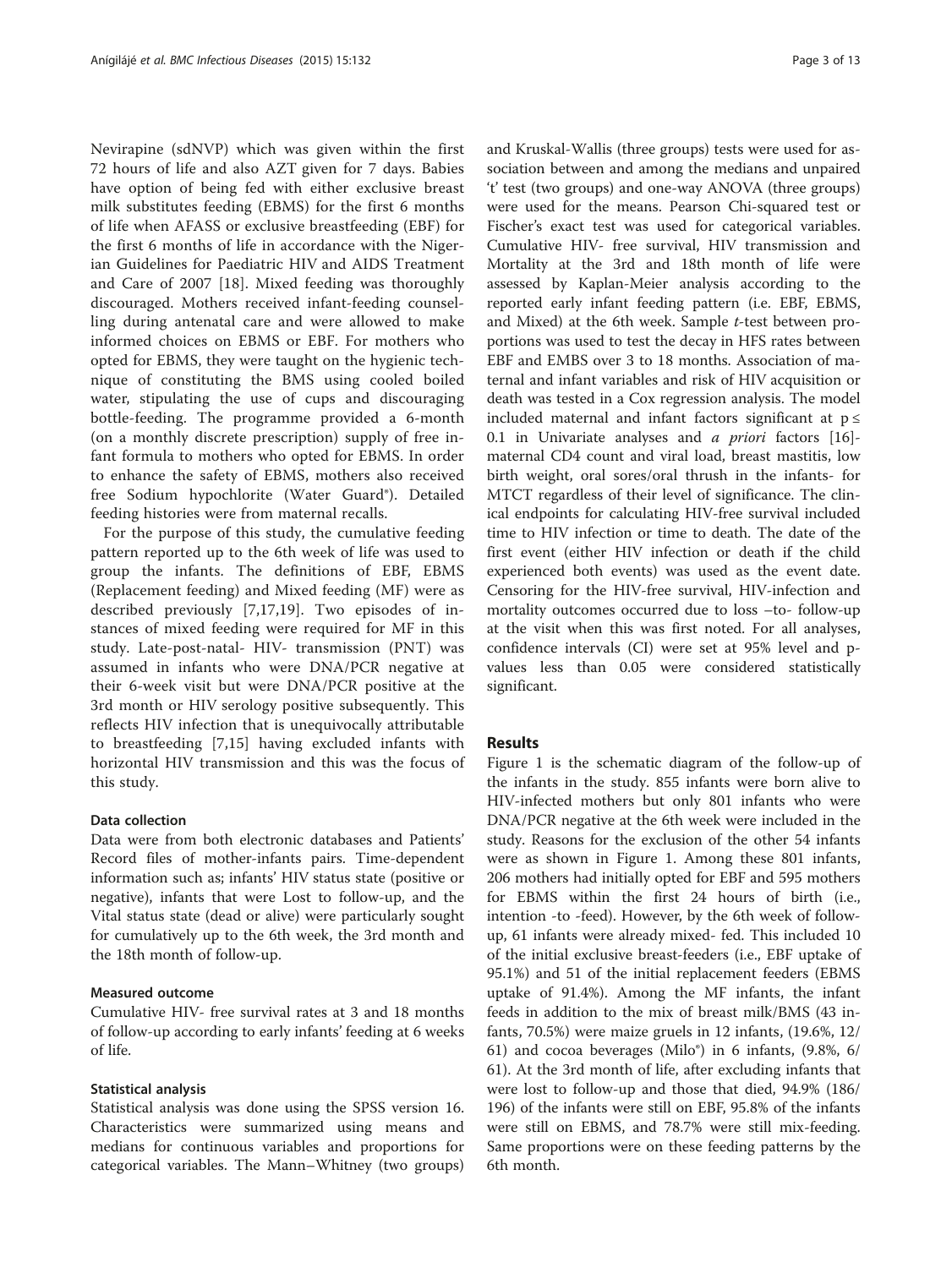Nevirapine (sdNVP) which was given within the first 72 hours of life and also AZT given for 7 days. Babies have option of being fed with either exclusive breast milk substitutes feeding (EBMS) for the first 6 months of life when AFASS or exclusive breastfeeding (EBF) for the first 6 months of life in accordance with the Nigerian Guidelines for Paediatric HIV and AIDS Treatment and Care of 2007 [18]. Mixed feeding was thoroughly discouraged. Mothers received infant-feeding counselling during antenatal care and were allowed to make informed choices on EBMS or EBF. For mothers who opted for EBMS, they were taught on the hygienic technique of constituting the BMS using cooled boiled water, stipulating the use of cups and discouraging bottle-feeding. The programme provided a 6-month (on a monthly discrete prescription) supply of free infant formula to mothers who opted for EBMS. In order to enhance the safety of EBMS, mothers also received free Sodium hypochlorite (Water Guard®). Detailed feeding histories were from maternal recalls.

For the purpose of this study, the cumulative feeding pattern reported up to the 6th week of life was used to group the infants. The definitions of EBF, EBMS (Replacement feeding) and Mixed feeding (MF) were as described previously [7,17,19]. Two episodes of instances of mixed feeding were required for MF in this study. Late-post-natal- HIV- transmission (PNT) was assumed in infants who were DNA/PCR negative at their 6-week visit but were DNA/PCR positive at the 3rd month or HIV serology positive subsequently. This reflects HIV infection that is unequivocally attributable to breastfeeding [7,15] having excluded infants with horizontal HIV transmission and this was the focus of this study.

### Data collection

Data were from both electronic databases and Patients' Record files of mother-infants pairs. Time-dependent information such as; infants' HIV status state (positive or negative), infants that were Lost to follow-up, and the Vital status state (dead or alive) were particularly sought for cumulatively up to the 6th week, the 3rd month and the 18th month of follow-up.

### Measured outcome

Cumulative HIV- free survival rates at 3 and 18 months of follow-up according to early infants' feeding at 6 weeks of life.

### Statistical analysis

Statistical analysis was done using the SPSS version 16. Characteristics were summarized using means and medians for continuous variables and proportions for categorical variables. The Mann–Whitney (two groups) and Kruskal-Wallis (three groups) tests were used for association between and among the medians and unpaired 't' test (two groups) and one-way ANOVA (three groups) were used for the means. Pearson Chi-squared test or Fischer's exact test was used for categorical variables. Cumulative HIV- free survival, HIV transmission and Mortality at the 3rd and 18th month of life were assessed by Kaplan-Meier analysis according to the reported early infant feeding pattern (i.e. EBF, EBMS, and Mixed) at the 6th week. Sample *t*-test between proportions was used to test the decay in HFS rates between EBF and EMBS over 3 to 18 months. Association of maternal and infant variables and risk of HIV acquisition or death was tested in a Cox regression analysis. The model included maternal and infant factors significant at $p \leq 0.1$ in Univariate analyses and *a priori* factors [16]- maternal CD4 count and viral load, breast mastitis, low birth weight, oral sores/oral thrush in the infants- for MTCT regardless of their level of significance. The clinical endpoints for calculating HIV-free survival included time to HIV infection or time to death. The date of the first event (either HIV infection or death if the child experienced both events) was used as the event date. Censoring for the HIV-free survival, HIV-infection and mortality outcomes occurred due to loss –to- follow-up at the visit when this was first noted. For all analyses, confidence intervals (CI) were set at 95% level and p-values less than 0.05 were considered statistically significant.

## Results

Figure 1 is the schematic diagram of the follow-up of the infants in the study. 855 infants were born alive to HIV-infected mothers but only 801 infants who were DNA/PCR negative at the 6th week were included in the study. Reasons for the exclusion of the other 54 infants were as shown in Figure 1. Among these 801 infants, 206 mothers had initially opted for EBF and 595 mothers for EBMS within the first 24 hours of birth (i.e., intention -to -feed). However, by the 6th week of follow-up, 61 infants were already mixed- fed. This included 10 of the initial exclusive breast-feeders (i.e., EBF uptake of 95.1%) and 51 of the initial replacement feeders (EBMS uptake of 91.4%). Among the MF infants, the infant feeds in addition to the mix of breast milk/BMS (43 infants, 70.5%) were maize gruels in 12 infants, (19.6%, 12/61) and cocoa beverages (Milo®) in 6 infants, (9.8%, 6/61). At the 3rd month of life, after excluding infants that were lost to follow-up and those that died, 94.9% (186/196) of the infants were still on EBF, 95.8% of the infants were still on EBMS, and 78.7% were still mix-feeding. Same proportions were on these feeding patterns by the 6th month.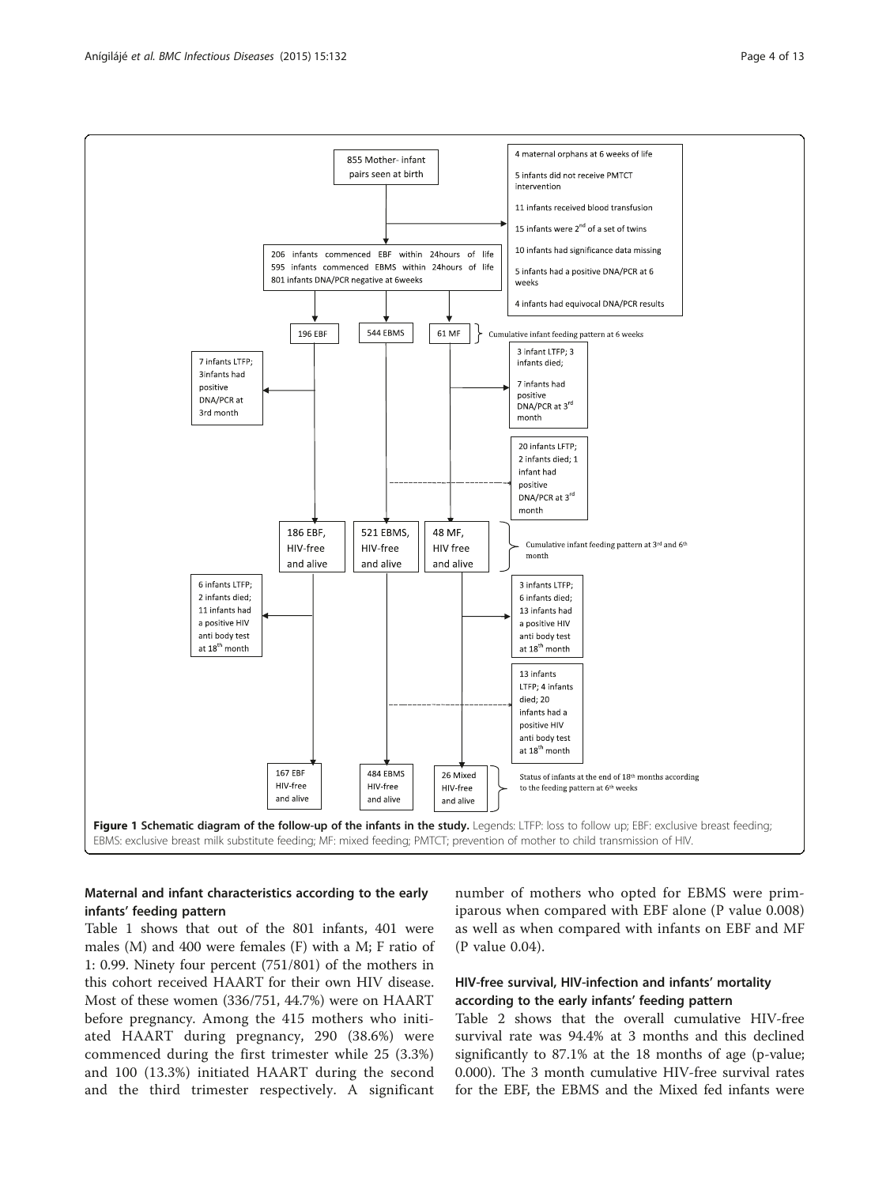855 Mother- infant pairs seen at birth

4 maternal orphans at 6 weeks of life

5 infants did not receive PMTCT intervention

11 infants received blood transfusion

15 infants were 2nd of a set of twins

10 infants had significance data missing

5 infants had a positive DNA/PCR at 6 weeks

4 infants had equivocal DNA/PCR results

206 infants commenced EBF within 24hours of life
595 infants commenced EBMS within 24hours of life
801 infants DNA/PCR negative at 6weeks

196 EBF | 544 EBMS | 61 MF — Cumulative infant feeding pattern at 6 weeks

7 infants LTFP; 3infants had positive DNA/PCR at 3rd month

3 infant LTFP; 3 infants died; 7 infants had positive DNA/PCR at 3rd month

20 infants LFTP; 2 infants died; 1 infant had positive DNA/PCR at 3rd month

186 EBF, HIV-free and alive | 521 EBMS, HIV-free and alive | 48 MF, HIV free and alive — Cumulative infant feeding pattern at 3rd and 6th month

6 infants LTFP; 2 infants died; 11 infants had a positive HIV anti body test at 18th month

3 infants LTFP; 6 infants died; 13 infants had a positive HIV anti body test at 18th month

13 infants LTFP; 4 infants died; 20 infants had a positive HIV anti body test at 18th month

167 EBF HIV-free and alive | 484 EBMS HIV-free and alive | 26 Mixed HIV-free and alive — Status of infants at the end of 18th months according to the feeding pattern at 6th weeks

**Figure 1 Schematic diagram of the follow-up of the infants in the study.** Legends: LTFP: loss to follow up; EBF: exclusive breast feeding; EBMS: exclusive breast milk substitute feeding; MF: mixed feeding; PMTCT; prevention of mother to child transmission of HIV.

### Maternal and infant characteristics according to the early infants' feeding pattern

Table 1 shows that out of the 801 infants, 401 were males (M) and 400 were females (F) with a M; F ratio of 1: 0.99. Ninety four percent (751/801) of the mothers in this cohort received HAART for their own HIV disease. Most of these women (336/751, 44.7%) were on HAART before pregnancy. Among the 415 mothers who initiated HAART during pregnancy, 290 (38.6%) were commenced during the first trimester while 25 (3.3%) and 100 (13.3%) initiated HAART during the second and the third trimester respectively. A significant number of mothers who opted for EBMS were primiparous when compared with EBF alone (P value 0.008) as well as when compared with infants on EBF and MF (P value 0.04).

### HIV-free survival, HIV-infection and infants' mortality according to the early infants' feeding pattern

Table 2 shows that the overall cumulative HIV-free survival rate was 94.4% at 3 months and this declined significantly to 87.1% at the 18 months of age (p-value; 0.000). The 3 month cumulative HIV-free survival rates for the EBF, the EBMS and the Mixed fed infants were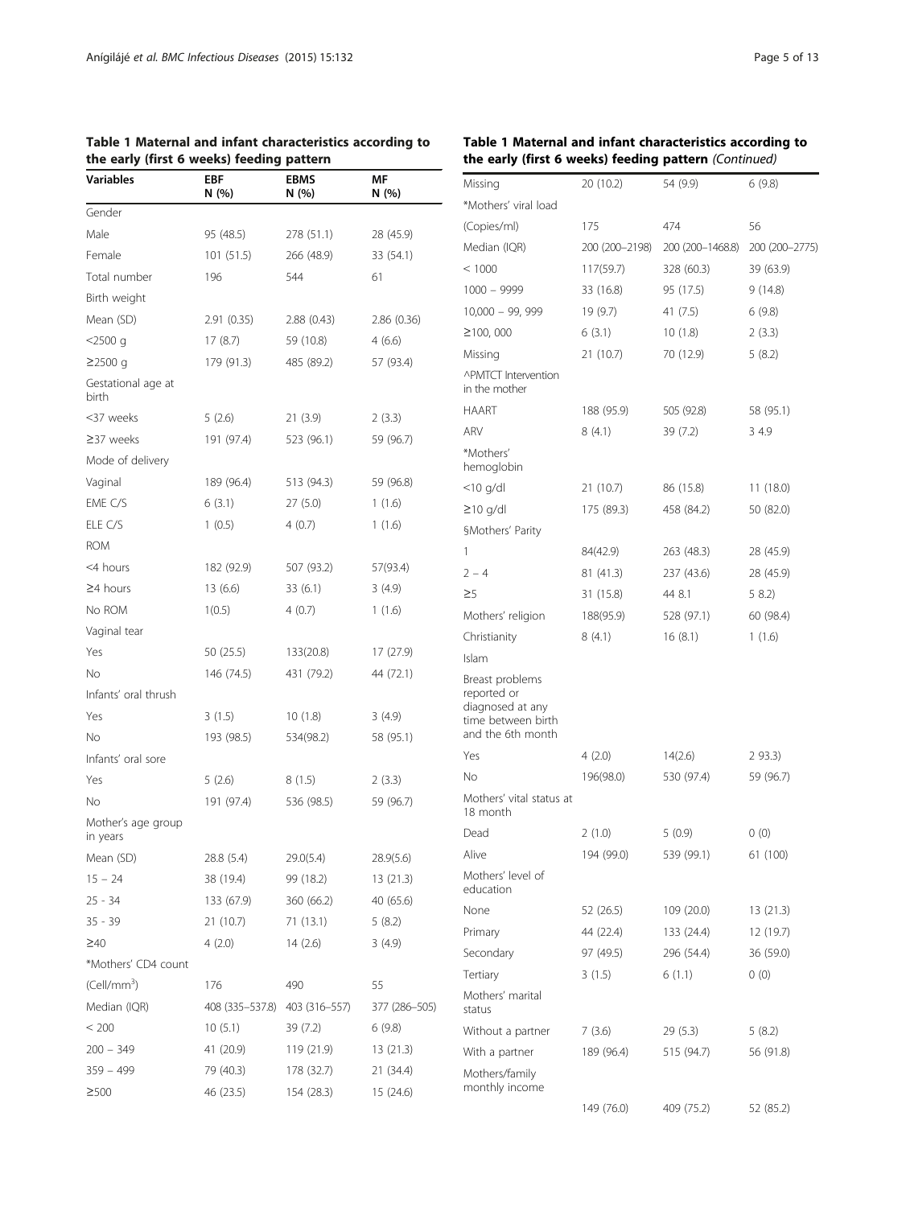**Table 1 Maternal and infant characteristics according to the early (first 6 weeks) feeding pattern**

| Variables | EBF N (%) | EBMS N (%) | MF N (%) |
|---|---|---|---|
| Gender | | | |
| Male | 95 (48.5) | 278 (51.1) | 28 (45.9) |
| Female | 101 (51.5) | 266 (48.9) | 33 (54.1) |
| Total number | 196 | 544 | 61 |
| Birth weight | | | |
| Mean (SD) | 2.91 (0.35) | 2.88 (0.43) | 2.86 (0.36) |
| <2500 g | 17 (8.7) | 59 (10.8) | 4 (6.6) |
| ≥2500 g | 179 (91.3) | 485 (89.2) | 57 (93.4) |
| Gestational age at birth | | | |
| <37 weeks | 5 (2.6) | 21 (3.9) | 2 (3.3) |
| ≥37 weeks | 191 (97.4) | 523 (96.1) | 59 (96.7) |
| Mode of delivery | | | |
| Vaginal | 189 (96.4) | 513 (94.3) | 59 (96.8) |
| EME C/S | 6 (3.1) | 27 (5.0) | 1 (1.6) |
| ELE C/S | 1 (0.5) | 4 (0.7) | 1 (1.6) |
| ROM | | | |
| <4 hours | 182 (92.9) | 507 (93.2) | 57(93.4) |
| ≥4 hours | 13 (6.6) | 33 (6.1) | 3 (4.9) |
| No ROM | 1(0.5) | 4 (0.7) | 1 (1.6) |
| Vaginal tear | | | |
| Yes | 50 (25.5) | 133(20.8) | 17 (27.9) |
| No | 146 (74.5) | 431 (79.2) | 44 (72.1) |
| Infants' oral thrush | | | |
| Yes | 3 (1.5) | 10 (1.8) | 3 (4.9) |
| No | 193 (98.5) | 534(98.2) | 58 (95.1) |
| Infants' oral sore | | | |
| Yes | 5 (2.6) | 8 (1.5) | 2 (3.3) |
| No | 191 (97.4) | 536 (98.5) | 59 (96.7) |
| Mother's age group in years | | | |
| Mean (SD) | 28.8 (5.4) | 29.0(5.4) | 28.9(5.6) |
| 15 – 24 | 38 (19.4) | 99 (18.2) | 13 (21.3) |
| 25 - 34 | 133 (67.9) | 360 (66.2) | 40 (65.6) |
| 35 - 39 | 21 (10.7) | 71 (13.1) | 5 (8.2) |
| ≥40 | 4 (2.0) | 14 (2.6) | 3 (4.9) |
| *Mothers' CD4 count | | | |
| (Cell/mm$^3$) | 176 | 490 | 55 |
| Median (IQR) | 408 (335–537.8) | 403 (316–557) | 377 (286–505) |
| < 200 | 10 (5.1) | 39 (7.2) | 6 (9.8) |
| 200 – 349 | 41 (20.9) | 119 (21.9) | 13 (21.3) |
| 359 – 499 | 79 (40.3) | 178 (32.7) | 21 (34.4) |
| ≥500 | 46 (23.5) | 154 (28.3) | 15 (24.6) |
| Missing | 20 (10.2) | 54 (9.9) | 6 (9.8) |
| *Mothers' viral load | | | |
| (Copies/ml) | 175 | 474 | 56 |
| Median (IQR) | 200 (200–2198) | 200 (200–1468.8) | 200 (200–2775) |
| < 1000 | 117(59.7) | 328 (60.3) | 39 (63.9) |
| 1000 – 9999 | 33 (16.8) | 95 (17.5) | 9 (14.8) |
| 10,000 – 99, 999 | 19 (9.7) | 41 (7.5) | 6 (9.8) |
| ≥100, 000 | 6 (3.1) | 10 (1.8) | 2 (3.3) |
| Missing | 21 (10.7) | 70 (12.9) | 5 (8.2) |
| ^PMTCT Intervention in the mother | | | |
| HAART | 188 (95.9) | 505 (92.8) | 58 (95.1) |
| ARV | 8 (4.1) | 39 (7.2) | 3 4.9 |
| *Mothers' hemoglobin | | | |
| <10 g/dl | 21 (10.7) | 86 (15.8) | 11 (18.0) |
| ≥10 g/dl | 175 (89.3) | 458 (84.2) | 50 (82.0) |
| §Mothers' Parity | | | |
| 1 | 84(42.9) | 263 (48.3) | 28 (45.9) |
| 2 – 4 | 81 (41.3) | 237 (43.6) | 28 (45.9) |
| ≥5 | 31 (15.8) | 44 8.1 | 5 8.2) |
| Mothers' religion | 188(95.9) | 528 (97.1) | 60 (98.4) |
| Christianity | 8 (4.1) | 16 (8.1) | 1 (1.6) |
| Islam | | | |
| Breast problems reported or diagnosed at any time between birth and the 6th month | | | |
| Yes | 4 (2.0) | 14(2.6) | 2 93.3) |
| No | 196(98.0) | 530 (97.4) | 59 (96.7) |
| Mothers' vital status at 18 month | | | |
| Dead | 2 (1.0) | 5 (0.9) | 0 (0) |
| Alive | 194 (99.0) | 539 (99.1) | 61 (100) |
| Mothers' level of education | | | |
| None | 52 (26.5) | 109 (20.0) | 13 (21.3) |
| Primary | 44 (22.4) | 133 (24.4) | 12 (19.7) |
| Secondary | 97 (49.5) | 296 (54.4) | 36 (59.0) |
| Tertiary | 3 (1.5) | 6 (1.1) | 0 (0) |
| Mothers' marital status | | | |
| Without a partner | 7 (3.6) | 29 (5.3) | 5 (8.2) |
| With a partner | 189 (96.4) | 515 (94.7) | 56 (91.8) |
| Mothers/family monthly income | | | |
| | 149 (76.0) | 409 (75.2) | 52 (85.2) |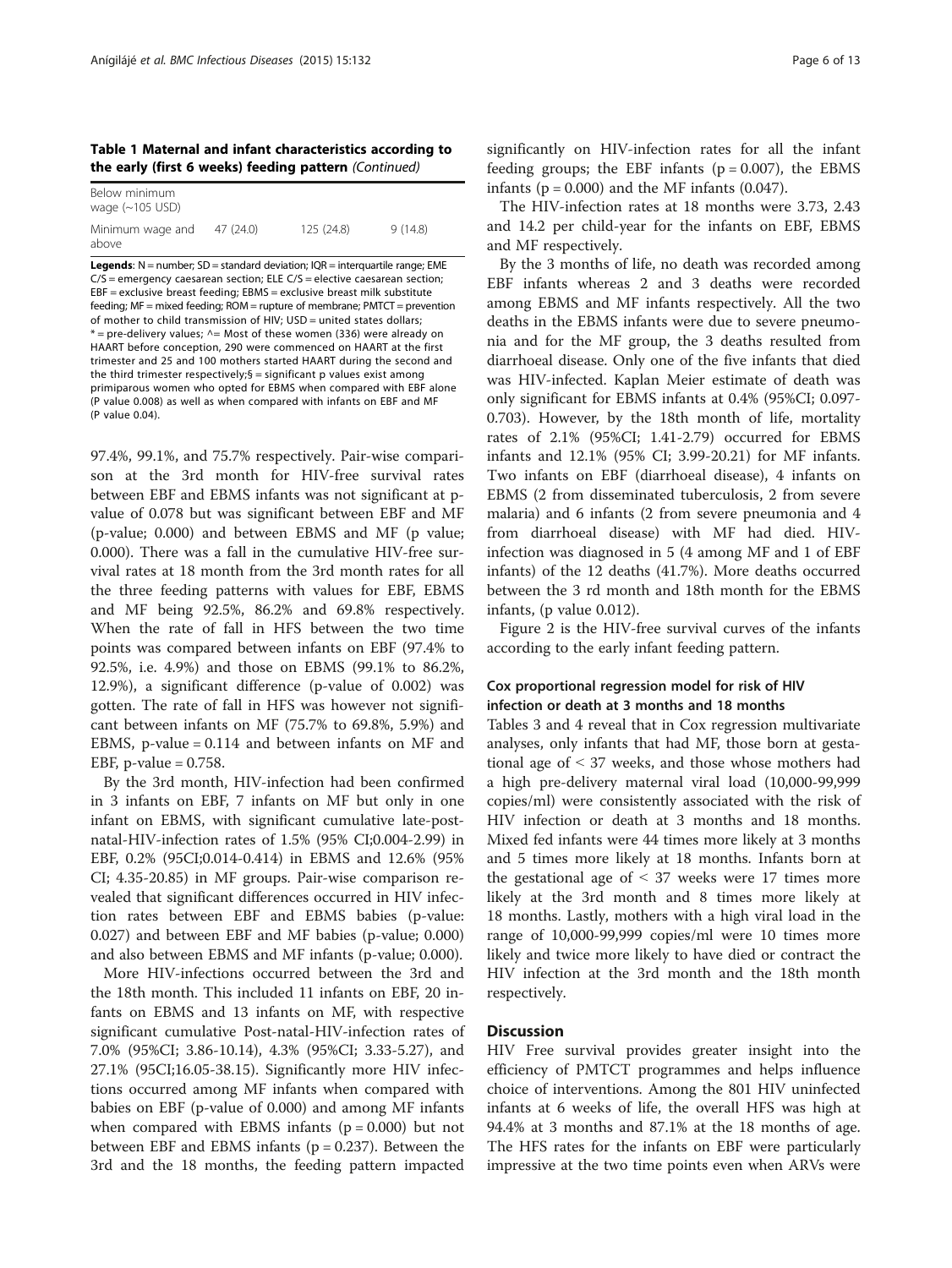**Table 1 Maternal and infant characteristics according to the early (first 6 weeks) feeding pattern** *(Continued)*

| | | | |
|---|---|---|---|
| Below minimum wage (~105 USD) | | | |
| Minimum wage and above | 47 (24.0) | 125 (24.8) | 9 (14.8) |

**Legends**: N = number; SD = standard deviation; IQR = interquartile range; EME C/S = emergency caesarean section; ELE C/S = elective caesarean section; EBF = exclusive breast feeding; EBMS = exclusive breast milk substitute feeding; MF = mixed feeding; ROM = rupture of membrane; PMTCT = prevention of mother to child transmission of HIV; USD = united states dollars; * = pre-delivery values; ^= Most of these women (336) were already on HAART before conception, 290 were commenced on HAART at the first trimester and 25 and 100 mothers started HAART during the second and the third trimester respectively;§ = significant p values exist among primiparous women who opted for EBMS when compared with EBF alone (P value 0.008) as well as when compared with infants on EBF and MF (P value 0.04).

97.4%, 99.1%, and 75.7% respectively. Pair-wise comparison at the 3rd month for HIV-free survival rates between EBF and EBMS infants was not significant at p-value of 0.078 but was significant between EBF and MF (p-value; 0.000) and between EBMS and MF (p value; 0.000). There was a fall in the cumulative HIV-free survival rates at 18 month from the 3rd month rates for all the three feeding patterns with values for EBF, EBMS and MF being 92.5%, 86.2% and 69.8% respectively. When the rate of fall in HFS between the two time points was compared between infants on EBF (97.4% to 92.5%, i.e. 4.9%) and those on EBMS (99.1% to 86.2%, 12.9%), a significant difference (p-value of 0.002) was gotten. The rate of fall in HFS was however not significant between infants on MF (75.7% to 69.8%, 5.9%) and EBMS, p-value = 0.114 and between infants on MF and EBF, p-value = 0.758.

By the 3rd month, HIV-infection had been confirmed in 3 infants on EBF, 7 infants on MF but only in one infant on EBMS, with significant cumulative late-post-natal-HIV-infection rates of 1.5% (95% CI;0.004-2.99) in EBF, 0.2% (95CI;0.014-0.414) in EBMS and 12.6% (95% CI; 4.35-20.85) in MF groups. Pair-wise comparison revealed that significant differences occurred in HIV infection rates between EBF and EBMS babies (p-value: 0.027) and between EBF and MF babies (p-value; 0.000) and also between EBMS and MF infants (p-value; 0.000).

More HIV-infections occurred between the 3rd and the 18th month. This included 11 infants on EBF, 20 infants on EBMS and 13 infants on MF, with respective significant cumulative Post-natal-HIV-infection rates of 7.0% (95%CI; 3.86-10.14), 4.3% (95%CI; 3.33-5.27), and 27.1% (95CI;16.05-38.15). Significantly more HIV infections occurred among MF infants when compared with babies on EBF (p-value of 0.000) and among MF infants when compared with EBMS infants (p = 0.000) but not between EBF and EBMS infants (p = 0.237). Between the 3rd and the 18 months, the feeding pattern impacted significantly on HIV-infection rates for all the infant feeding groups; the EBF infants (p = 0.007), the EBMS infants (p = 0.000) and the MF infants (0.047).

The HIV-infection rates at 18 months were 3.73, 2.43 and 14.2 per child-year for the infants on EBF, EBMS and MF respectively.

By the 3 months of life, no death was recorded among EBF infants whereas 2 and 3 deaths were recorded among EBMS and MF infants respectively. All the two deaths in the EBMS infants were due to severe pneumonia and for the MF group, the 3 deaths resulted from diarrhoeal disease. Only one of the five infants that died was HIV-infected. Kaplan Meier estimate of death was only significant for EBMS infants at 0.4% (95%CI; 0.097-0.703). However, by the 18th month of life, mortality rates of 2.1% (95%CI; 1.41-2.79) occurred for EBMS infants and 12.1% (95% CI; 3.99-20.21) for MF infants. Two infants on EBF (diarrhoeal disease), 4 infants on EBMS (2 from disseminated tuberculosis, 2 from severe malaria) and 6 infants (2 from severe pneumonia and 4 from diarrhoeal disease) with MF had died. HIV-infection was diagnosed in 5 (4 among MF and 1 of EBF infants) of the 12 deaths (41.7%). More deaths occurred between the 3 rd month and 18th month for the EBMS infants, (p value 0.012).

Figure 2 is the HIV-free survival curves of the infants according to the early infant feeding pattern.

### Cox proportional regression model for risk of HIV infection or death at 3 months and 18 months

Tables 3 and 4 reveal that in Cox regression multivariate analyses, only infants that had MF, those born at gestational age of < 37 weeks, and those whose mothers had a high pre-delivery maternal viral load (10,000-99,999 copies/ml) were consistently associated with the risk of HIV infection or death at 3 months and 18 months. Mixed fed infants were 44 times more likely at 3 months and 5 times more likely at 18 months. Infants born at the gestational age of < 37 weeks were 17 times more likely at the 3rd month and 8 times more likely at 18 months. Lastly, mothers with a high viral load in the range of 10,000-99,999 copies/ml were 10 times more likely and twice more likely to have died or contract the HIV infection at the 3rd month and the 18th month respectively.

## Discussion

HIV Free survival provides greater insight into the efficiency of PMTCT programmes and helps influence choice of interventions. Among the 801 HIV uninfected infants at 6 weeks of life, the overall HFS was high at 94.4% at 3 months and 87.1% at the 18 months of age. The HFS rates for the infants on EBF were particularly impressive at the two time points even when ARVs were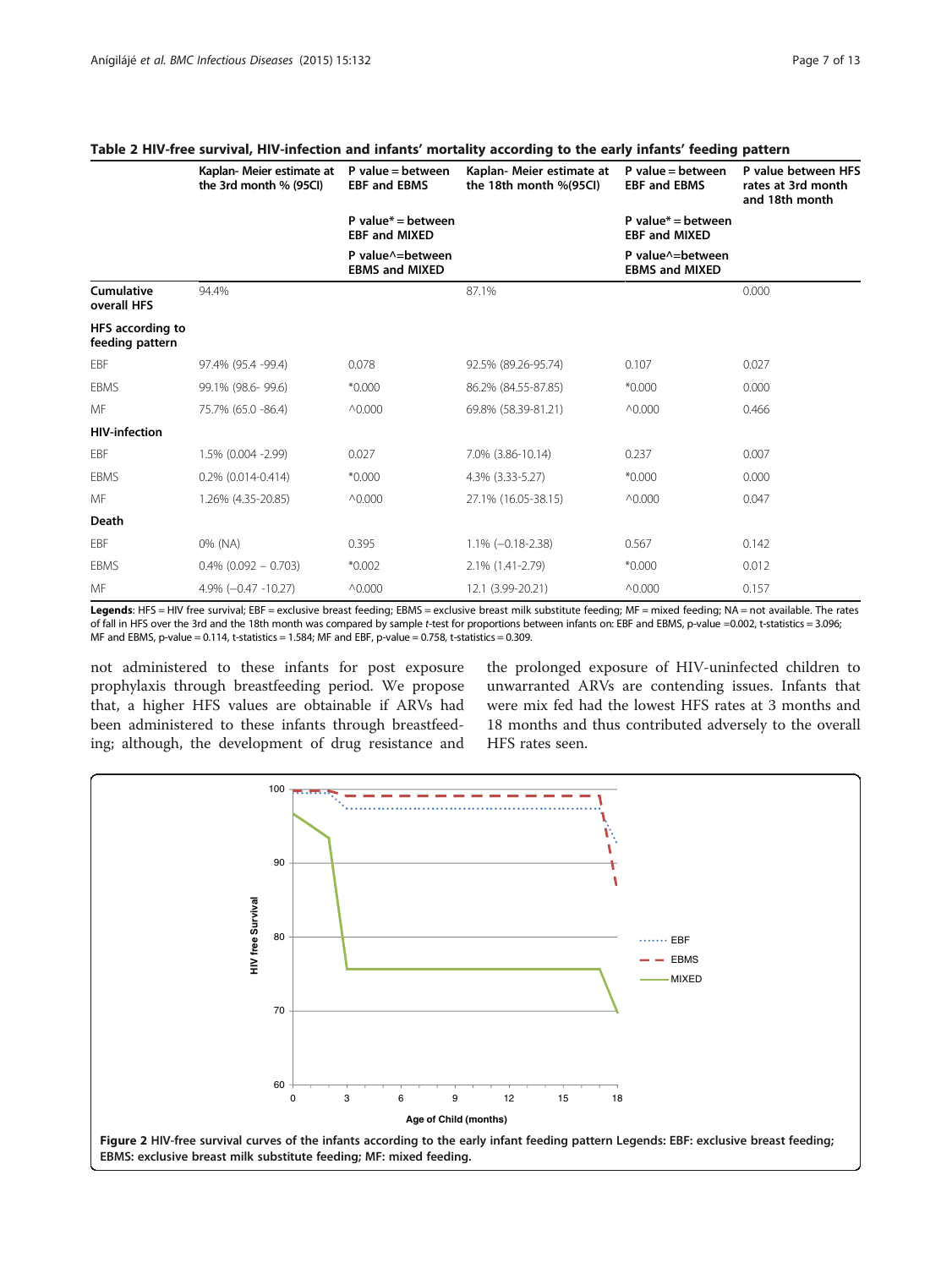**Table 2 HIV-free survival, HIV-infection and infants' mortality according to the early infants' feeding pattern**

| | Kaplan- Meier estimate at the 3rd month % (95CI) | P value = between EBF and EBMS<br>P value* = between EBF and MIXED<br>P value^=between EBMS and MIXED | Kaplan- Meier estimate at the 18th month %(95CI) | P value = between EBF and EBMS<br>P value* = between EBF and MIXED<br>P value^=between EBMS and MIXED | P value between HFS rates at 3rd month and 18th month |
|---|---|---|---|---|---|
| **Cumulative overall HFS** | 94.4% | | 87.1% | | 0.000 |
| **HFS according to feeding pattern** | | | | | |
| EBF | 97.4% (95.4 -99.4) | 0.078 | 92.5% (89.26-95.74) | 0.107 | 0.027 |
| EBMS | 99.1% (98.6- 99.6) | *0.000 | 86.2% (84.55-87.85) | *0.000 | 0.000 |
| MF | 75.7% (65.0 -86.4) | ^0.000 | 69.8% (58.39-81.21) | ^0.000 | 0.466 |
| **HIV-infection** | | | | | |
| EBF | 1.5% (0.004 -2.99) | 0.027 | 7.0% (3.86-10.14) | 0.237 | 0.007 |
| EBMS | 0.2% (0.014-0.414) | *0.000 | 4.3% (3.33-5.27) | *0.000 | 0.000 |
| MF | 1.26% (4.35-20.85) | ^0.000 | 27.1% (16.05-38.15) | ^0.000 | 0.047 |
| **Death** | | | | | |
| EBF | 0% (NA) | 0.395 | 1.1% (−0.18-2.38) | 0.567 | 0.142 |
| EBMS | 0.4% (0.092 – 0.703) | *0.002 | 2.1% (1.41-2.79) | *0.000 | 0.012 |
| MF | 4.9% (−0.47 -10.27) | ^0.000 | 12.1 (3.99-20.21) | ^0.000 | 0.157 |

**Legends**: HFS = HIV free survival; EBF = exclusive breast feeding; EBMS = exclusive breast milk substitute feeding; MF = mixed feeding; NA = not available. The rates of fall in HFS over the 3rd and the 18th month was compared by sample *t*-test for proportions between infants on: EBF and EBMS, p-value =0.002, t-statistics = 3.096; MF and EBMS, p-value = 0.114, t-statistics = 1.584; MF and EBF, p-value = 0.758, t-statistics = 0.309.

not administered to these infants for post exposure prophylaxis through breastfeeding period. We propose that, a higher HFS values are obtainable if ARVs had been administered to these infants through breastfeeding; although, the development of drug resistance and the prolonged exposure of HIV-uninfected children to unwarranted ARVs are contending issues. Infants that were mix fed had the lowest HFS rates at 3 months and 18 months and thus contributed adversely to the overall HFS rates seen.

**Figure 2** HIV-free survival curves of the infants according to the early infant feeding pattern Legends: EBF: exclusive breast feeding; EBMS: exclusive breast milk substitute feeding; MF: mixed feeding.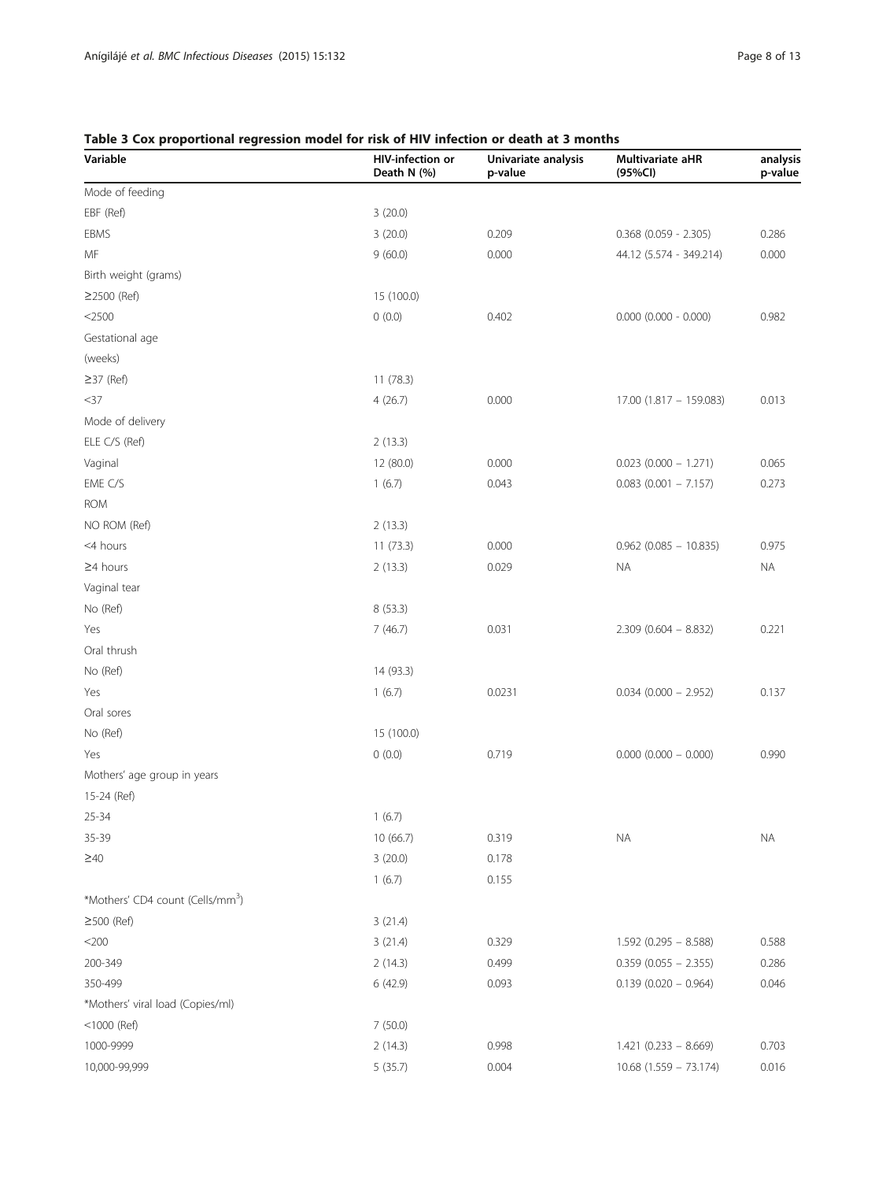**Table 3 Cox proportional regression model for risk of HIV infection or death at 3 months**

| Variable | HIV-infection or Death N (%) | Univariate analysis p-value | Multivariate aHR (95%CI) | analysis p-value |
|---|---|---|---|---|
| Mode of feeding | | | | |
| EBF (Ref) | 3 (20.0) | | | |
| EBMS | 3 (20.0) | 0.209 | 0.368 (0.059 - 2.305) | 0.286 |
| MF | 9 (60.0) | 0.000 | 44.12 (5.574 - 349.214) | 0.000 |
| Birth weight (grams) | | | | |
| ≥2500 (Ref) | 15 (100.0) | | | |
| <2500 | 0 (0.0) | 0.402 | 0.000 (0.000 - 0.000) | 0.982 |
| Gestational age | | | | |
| (weeks) | | | | |
| ≥37 (Ref) | 11 (78.3) | | | |
| <37 | 4 (26.7) | 0.000 | 17.00 (1.817 – 159.083) | 0.013 |
| Mode of delivery | | | | |
| ELE C/S (Ref) | 2 (13.3) | | | |
| Vaginal | 12 (80.0) | 0.000 | 0.023 (0.000 – 1.271) | 0.065 |
| EME C/S | 1 (6.7) | 0.043 | 0.083 (0.001 – 7.157) | 0.273 |
| ROM | | | | |
| NO ROM (Ref) | 2 (13.3) | | | |
| <4 hours | 11 (73.3) | 0.000 | 0.962 (0.085 – 10.835) | 0.975 |
| ≥4 hours | 2 (13.3) | 0.029 | NA | NA |
| Vaginal tear | | | | |
| No (Ref) | 8 (53.3) | | | |
| Yes | 7 (46.7) | 0.031 | 2.309 (0.604 – 8.832) | 0.221 |
| Oral thrush | | | | |
| No (Ref) | 14 (93.3) | | | |
| Yes | 1 (6.7) | 0.0231 | 0.034 (0.000 – 2.952) | 0.137 |
| Oral sores | | | | |
| No (Ref) | 15 (100.0) | | | |
| Yes | 0 (0.0) | 0.719 | 0.000 (0.000 – 0.000) | 0.990 |
| Mothers' age group in years | | | | |
| 15-24 (Ref) | | | | |
| 25-34 | 1 (6.7) | | | |
| 35-39 | 10 (66.7) | 0.319 | NA | NA |
| ≥40 | 3 (20.0) | 0.178 | | |
| | 1 (6.7) | 0.155 | | |
| *Mothers' CD4 count (Cells/mm$^3$) | | | | |
| ≥500 (Ref) | 3 (21.4) | | | |
| <200 | 3 (21.4) | 0.329 | 1.592 (0.295 – 8.588) | 0.588 |
| 200-349 | 2 (14.3) | 0.499 | 0.359 (0.055 – 2.355) | 0.286 |
| 350-499 | 6 (42.9) | 0.093 | 0.139 (0.020 – 0.964) | 0.046 |
| *Mothers' viral load (Copies/ml) | | | | |
| <1000 (Ref) | 7 (50.0) | | | |
| 1000-9999 | 2 (14.3) | 0.998 | 1.421 (0.233 – 8.669) | 0.703 |
| 10,000-99,999 | 5 (35.7) | 0.004 | 10.68 (1.559 – 73.174) | 0.016 |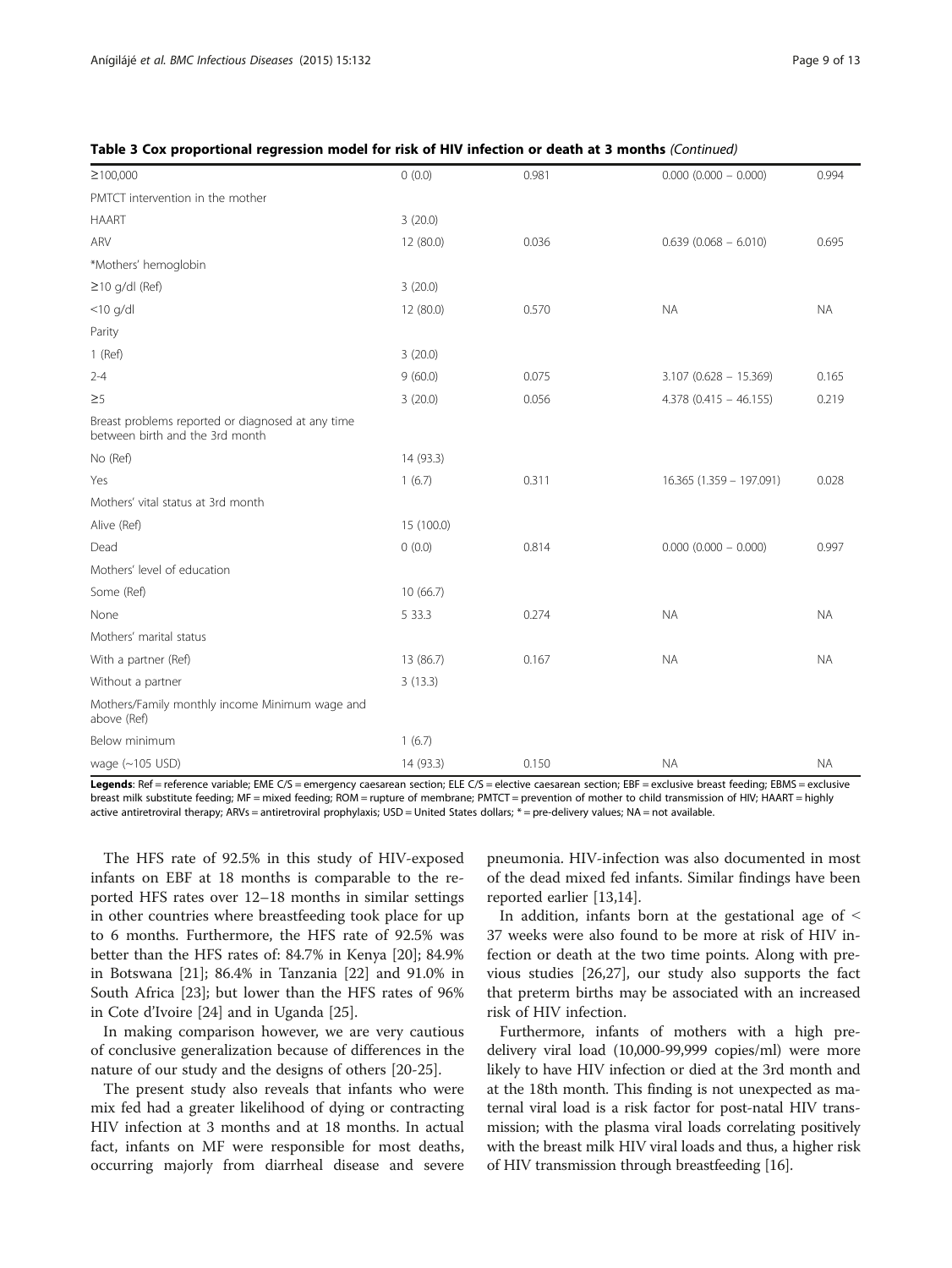**Table 3 Cox proportional regression model for risk of HIV infection or death at 3 months** *(Continued)*

| | | | | |
|---|---|---|---|---|
| ≥100,000 | 0 (0.0) | 0.981 | 0.000 (0.000 – 0.000) | 0.994 |
| PMTCT intervention in the mother | | | | |
| HAART | 3 (20.0) | | | |
| ARV | 12 (80.0) | 0.036 | 0.639 (0.068 – 6.010) | 0.695 |
| *Mothers' hemoglobin | | | | |
| ≥10 g/dl (Ref) | 3 (20.0) | | | |
| <10 g/dl | 12 (80.0) | 0.570 | NA | NA |
| Parity | | | | |
| 1 (Ref) | 3 (20.0) | | | |
| 2-4 | 9 (60.0) | 0.075 | 3.107 (0.628 – 15.369) | 0.165 |
| ≥5 | 3 (20.0) | 0.056 | 4.378 (0.415 – 46.155) | 0.219 |
| Breast problems reported or diagnosed at any time between birth and the 3rd month | | | | |
| No (Ref) | 14 (93.3) | | | |
| Yes | 1 (6.7) | 0.311 | 16.365 (1.359 – 197.091) | 0.028 |
| Mothers' vital status at 3rd month | | | | |
| Alive (Ref) | 15 (100.0) | | | |
| Dead | 0 (0.0) | 0.814 | 0.000 (0.000 – 0.000) | 0.997 |
| Mothers' level of education | | | | |
| Some (Ref) | 10 (66.7) | | | |
| None | 5 33.3 | 0.274 | NA | NA |
| Mothers' marital status | | | | |
| With a partner (Ref) | 13 (86.7) | 0.167 | NA | NA |
| Without a partner | 3 (13.3) | | | |
| Mothers/Family monthly income Minimum wage and above (Ref) | | | | |
| Below minimum | 1 (6.7) | | | |
| wage (~105 USD) | 14 (93.3) | 0.150 | NA | NA |

**Legends**: Ref = reference variable; EME C/S = emergency caesarean section; ELE C/S = elective caesarean section; EBF = exclusive breast feeding; EBMS = exclusive breast milk substitute feeding; MF = mixed feeding; ROM = rupture of membrane; PMTCT = prevention of mother to child transmission of HIV; HAART = highly active antiretroviral therapy; ARVs = antiretroviral prophylaxis; USD = United States dollars; * = pre-delivery values; NA = not available.

The HFS rate of 92.5% in this study of HIV-exposed infants on EBF at 18 months is comparable to the reported HFS rates over 12–18 months in similar settings in other countries where breastfeeding took place for up to 6 months. Furthermore, the HFS rate of 92.5% was better than the HFS rates of: 84.7% in Kenya [20]; 84.9% in Botswana [21]; 86.4% in Tanzania [22] and 91.0% in South Africa [23]; but lower than the HFS rates of 96% in Cote d'Ivoire [24] and in Uganda [25].

In making comparison however, we are very cautious of conclusive generalization because of differences in the nature of our study and the designs of others [20-25].

The present study also reveals that infants who were mix fed had a greater likelihood of dying or contracting HIV infection at 3 months and at 18 months. In actual fact, infants on MF were responsible for most deaths, occurring majorly from diarrheal disease and severe pneumonia. HIV-infection was also documented in most of the dead mixed fed infants. Similar findings have been reported earlier [13,14].

In addition, infants born at the gestational age of < 37 weeks were also found to be more at risk of HIV infection or death at the two time points. Along with previous studies [26,27], our study also supports the fact that preterm births may be associated with an increased risk of HIV infection.

Furthermore, infants of mothers with a high pre-delivery viral load (10,000-99,999 copies/ml) were more likely to have HIV infection or died at the 3rd month and at the 18th month. This finding is not unexpected as maternal viral load is a risk factor for post-natal HIV transmission; with the plasma viral loads correlating positively with the breast milk HIV viral loads and thus, a higher risk of HIV transmission through breastfeeding [16].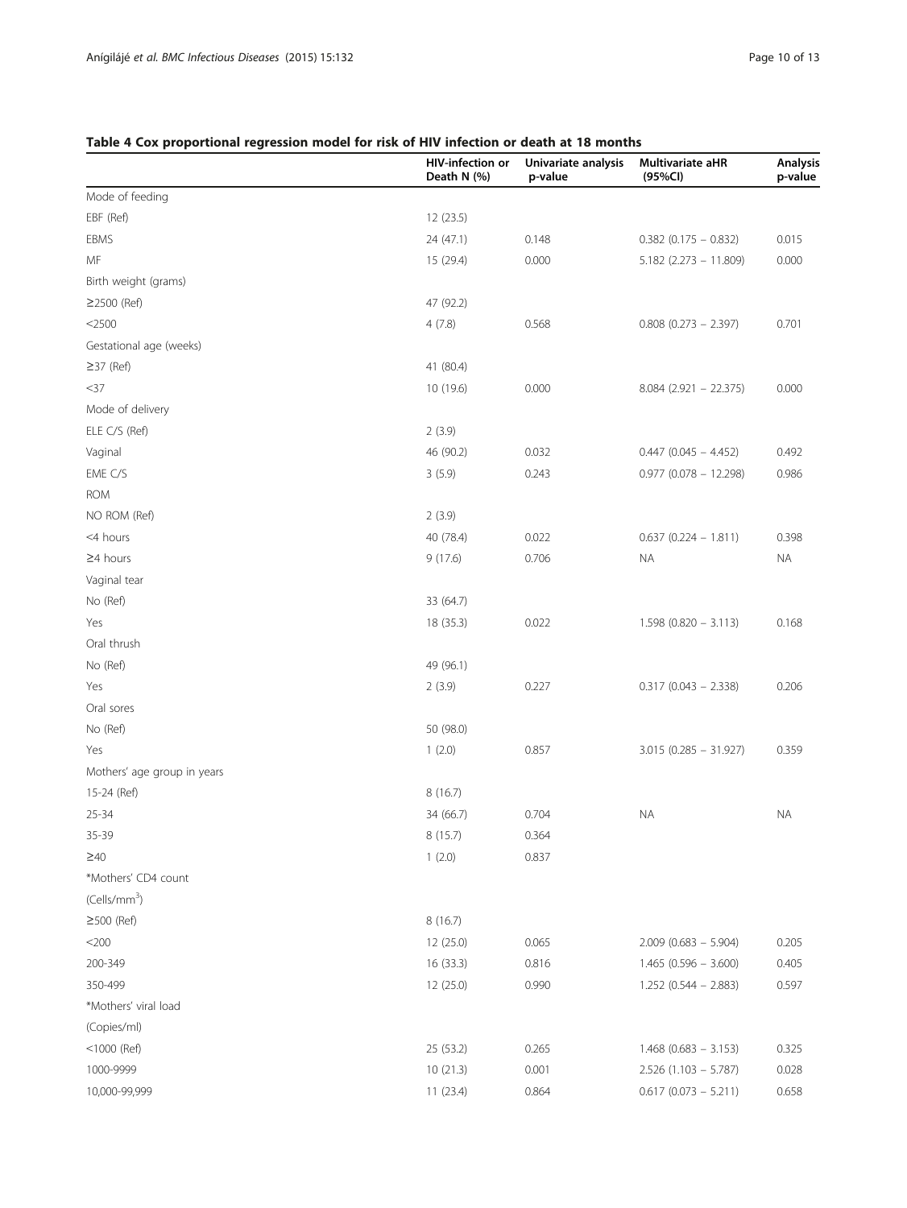**Table 4 Cox proportional regression model for risk of HIV infection or death at 18 months**

| | HIV-infection or Death N (%) | Univariate analysis p-value | Multivariate aHR (95%CI) | Analysis p-value |
|---|---|---|---|---|
| Mode of feeding | | | | |
| EBF (Ref) | 12 (23.5) | | | |
| EBMS | 24 (47.1) | 0.148 | 0.382 (0.175 – 0.832) | 0.015 |
| MF | 15 (29.4) | 0.000 | 5.182 (2.273 – 11.809) | 0.000 |
| Birth weight (grams) | | | | |
| ≥2500 (Ref) | 47 (92.2) | | | |
| <2500 | 4 (7.8) | 0.568 | 0.808 (0.273 – 2.397) | 0.701 |
| Gestational age (weeks) | | | | |
| ≥37 (Ref) | 41 (80.4) | | | |
| <37 | 10 (19.6) | 0.000 | 8.084 (2.921 – 22.375) | 0.000 |
| Mode of delivery | | | | |
| ELE C/S (Ref) | 2 (3.9) | | | |
| Vaginal | 46 (90.2) | 0.032 | 0.447 (0.045 – 4.452) | 0.492 |
| EME C/S | 3 (5.9) | 0.243 | 0.977 (0.078 – 12.298) | 0.986 |
| ROM | | | | |
| NO ROM (Ref) | 2 (3.9) | | | |
| <4 hours | 40 (78.4) | 0.022 | 0.637 (0.224 – 1.811) | 0.398 |
| ≥4 hours | 9 (17.6) | 0.706 | NA | NA |
| Vaginal tear | | | | |
| No (Ref) | 33 (64.7) | | | |
| Yes | 18 (35.3) | 0.022 | 1.598 (0.820 – 3.113) | 0.168 |
| Oral thrush | | | | |
| No (Ref) | 49 (96.1) | | | |
| Yes | 2 (3.9) | 0.227 | 0.317 (0.043 – 2.338) | 0.206 |
| Oral sores | | | | |
| No (Ref) | 50 (98.0) | | | |
| Yes | 1 (2.0) | 0.857 | 3.015 (0.285 – 31.927) | 0.359 |
| Mothers' age group in years | | | | |
| 15-24 (Ref) | 8 (16.7) | | | |
| 25-34 | 34 (66.7) | 0.704 | NA | NA |
| 35-39 | 8 (15.7) | 0.364 | | |
| ≥40 | 1 (2.0) | 0.837 | | |
| *Mothers' CD4 count (Cells/mm$^3$) | | | | |
| ≥500 (Ref) | 8 (16.7) | | | |
| <200 | 12 (25.0) | 0.065 | 2.009 (0.683 – 5.904) | 0.205 |
| 200-349 | 16 (33.3) | 0.816 | 1.465 (0.596 – 3.600) | 0.405 |
| 350-499 | 12 (25.0) | 0.990 | 1.252 (0.544 – 2.883) | 0.597 |
| *Mothers' viral load (Copies/ml) | | | | |
| <1000 (Ref) | 25 (53.2) | 0.265 | 1.468 (0.683 – 3.153) | 0.325 |
| 1000-9999 | 10 (21.3) | 0.001 | 2.526 (1.103 – 5.787) | 0.028 |
| 10,000-99,999 | 11 (23.4) | 0.864 | 0.617 (0.073 – 5.211) | 0.658 |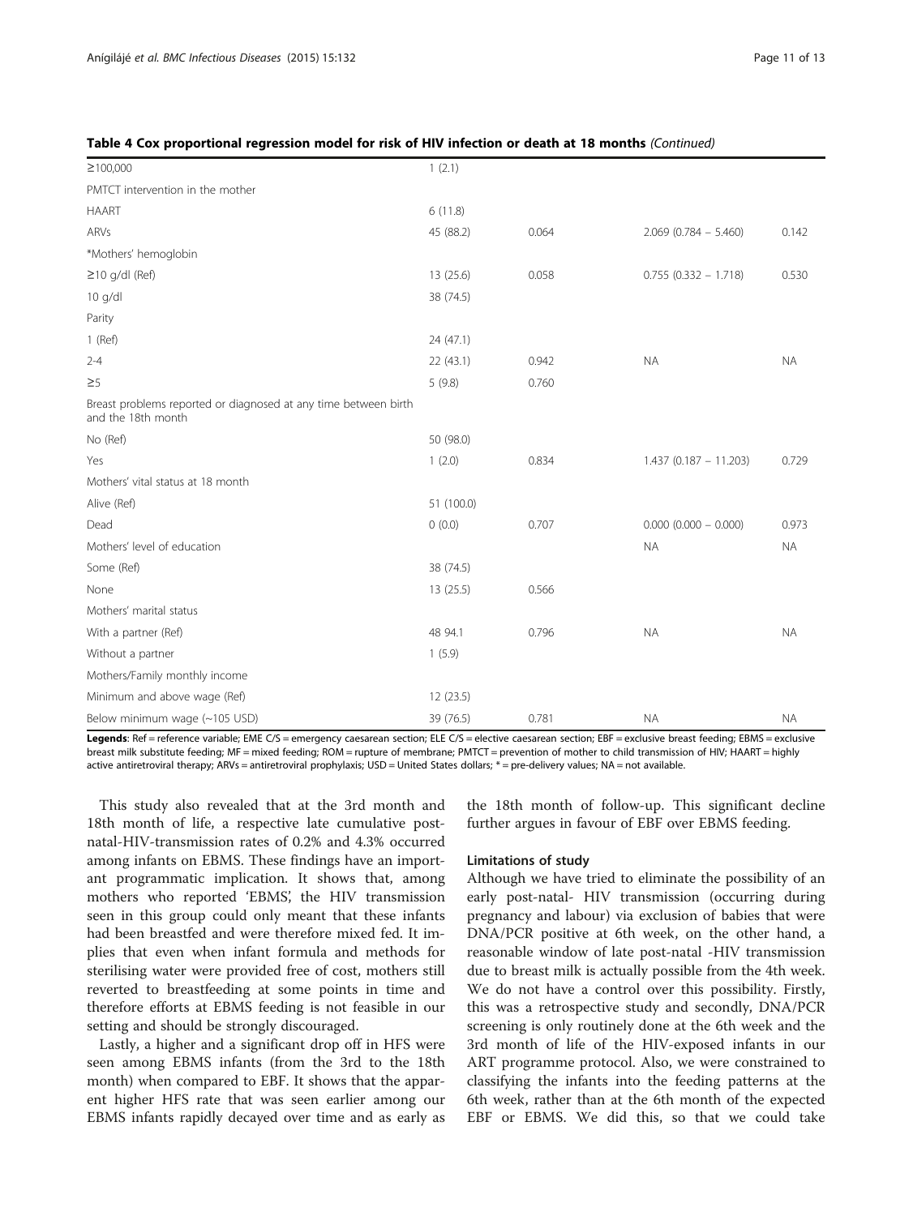**Table 4 Cox proportional regression model for risk of HIV infection or death at 18 months** *(Continued)*

| | | | | |
|---|---|---|---|---|
| ≥100,000 | 1 (2.1) | | | |
| PMTCT intervention in the mother | | | | |
| HAART | 6 (11.8) | | | |
| ARVs | 45 (88.2) | 0.064 | 2.069 (0.784 – 5.460) | 0.142 |
| *Mothers' hemoglobin | | | | |
| ≥10 g/dl (Ref) | 13 (25.6) | 0.058 | 0.755 (0.332 – 1.718) | 0.530 |
| 10 g/dl | 38 (74.5) | | | |
| Parity | | | | |
| 1 (Ref) | 24 (47.1) | | | |
| 2-4 | 22 (43.1) | 0.942 | NA | NA |
| ≥5 | 5 (9.8) | 0.760 | | |
| Breast problems reported or diagnosed at any time between birth and the 18th month | | | | |
| No (Ref) | 50 (98.0) | | | |
| Yes | 1 (2.0) | 0.834 | 1.437 (0.187 – 11.203) | 0.729 |
| Mothers' vital status at 18 month | | | | |
| Alive (Ref) | 51 (100.0) | | | |
| Dead | 0 (0.0) | 0.707 | 0.000 (0.000 – 0.000) | 0.973 |
| Mothers' level of education | | | NA | NA |
| Some (Ref) | 38 (74.5) | | | |
| None | 13 (25.5) | 0.566 | | |
| Mothers' marital status | | | | |
| With a partner (Ref) | 48 94.1 | 0.796 | NA | NA |
| Without a partner | 1 (5.9) | | | |
| Mothers/Family monthly income | | | | |
| Minimum and above wage (Ref) | 12 (23.5) | | | |
| Below minimum wage (~105 USD) | 39 (76.5) | 0.781 | NA | NA |

**Legends**: Ref = reference variable; EME C/S = emergency caesarean section; ELE C/S = elective caesarean section; EBF = exclusive breast feeding; EBMS = exclusive breast milk substitute feeding; MF = mixed feeding; ROM = rupture of membrane; PMTCT = prevention of mother to child transmission of HIV; HAART = highly active antiretroviral therapy; ARVs = antiretroviral prophylaxis; USD = United States dollars; * = pre-delivery values; NA = not available.

This study also revealed that at the 3rd month and 18th month of life, a respective late cumulative post-natal-HIV-transmission rates of 0.2% and 4.3% occurred among infants on EBMS. These findings have an important programmatic implication. It shows that, among mothers who reported 'EBMS', the HIV transmission seen in this group could only meant that these infants had been breastfed and were therefore mixed fed. It implies that even when infant formula and methods for sterilising water were provided free of cost, mothers still reverted to breastfeeding at some points in time and therefore efforts at EBMS feeding is not feasible in our setting and should be strongly discouraged.

Lastly, a higher and a significant drop off in HFS were seen among EBMS infants (from the 3rd to the 18th month) when compared to EBF. It shows that the apparent higher HFS rate that was seen earlier among our EBMS infants rapidly decayed over time and as early as the 18th month of follow-up. This significant decline further argues in favour of EBF over EBMS feeding.

#### Limitations of study

Although we have tried to eliminate the possibility of an early post-natal- HIV transmission (occurring during pregnancy and labour) via exclusion of babies that were DNA/PCR positive at 6th week, on the other hand, a reasonable window of late post-natal -HIV transmission due to breast milk is actually possible from the 4th week. We do not have a control over this possibility. Firstly, this was a retrospective study and secondly, DNA/PCR screening is only routinely done at the 6th week and the 3rd month of life of the HIV-exposed infants in our ART programme protocol. Also, we were constrained to classifying the infants into the feeding patterns at the 6th week, rather than at the 6th month of the expected EBF or EBMS. We did this, so that we could take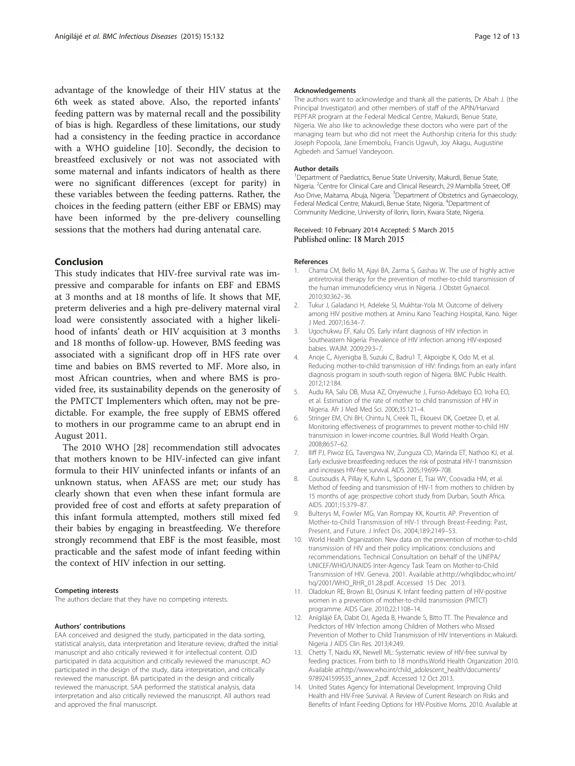advantage of the knowledge of their HIV status at the 6th week as stated above. Also, the reported infants' feeding pattern was by maternal recall and the possibility of bias is high. Regardless of these limitations, our study had a consistency in the feeding practice in accordance with a WHO guideline [10]. Secondly, the decision to breastfeed exclusively or not was not associated with some maternal and infants indicators of health as there were no significant differences (except for parity) in these variables between the feeding patterns. Rather, the choices in the feeding pattern (either EBF or EBMS) may have been informed by the pre-delivery counselling sessions that the mothers had during antenatal care.

## Conclusion

This study indicates that HIV-free survival rate was impressive and comparable for infants on EBF and EBMS at 3 months and at 18 months of life. It shows that MF, preterm deliveries and a high pre-delivery maternal viral load were consistently associated with a higher likelihood of infants' death or HIV acquisition at 3 months and 18 months of follow-up. However, BMS feeding was associated with a significant drop off in HFS rate over time and babies on BMS reverted to MF. More also, in most African countries, when and where BMS is provided free, its sustainability depends on the generosity of the PMTCT Implementers which often, may not be predictable. For example, the free supply of EBMS offered to mothers in our programme came to an abrupt end in August 2011.

The 2010 WHO [28] recommendation still advocates that mothers known to be HIV-infected can give infant formula to their HIV uninfected infants or infants of an unknown status, when AFASS are met; our study has clearly shown that even when these infant formula are provided free of cost and efforts at safety preparation of this infant formula attempted, mothers still mixed fed their babies by engaging in breastfeeding. We therefore strongly recommend that EBF is the most feasible, most practicable and the safest mode of infant feeding within the context of HIV infection in our setting.

#### Competing interests

The authors declare that they have no competing interests.

#### Authors' contributions

EAA conceived and designed the study, participated in the data sorting, statistical analysis, data interpretation and literature review, drafted the initial manuscript and also critically reviewed it for intellectual content. OJD participated in data acquisition and critically reviewed the manuscript. AO participated in the design of the study, data interpretation, and critically reviewed the manuscript. BA participated in the design and critically reviewed the manuscript. SAA performed the statistical analysis, data interpretation and also critically reviewed the manuscript. All authors read and approved the final manuscript.

#### Acknowledgements

The authors want to acknowledge and thank all the patients, Dr Abah J. (the Principal Investigator) and other members of staff of the APIN/Harvard PEPFAR program at the Federal Medical Centre, Makurdi, Benue State, Nigeria. We also like to acknowledge these doctors who were part of the managing team but who did not meet the Authorship criteria for this study: Joseph Popoola, Jane Emembolu, Francis Ugwuh, Joy Akagu, Augustine Agbedeh and Samuel Vandeyoon.

#### Author details

[1]Department of Paediatrics, Benue State University, Makurdi, Benue State, Nigeria. [2]Centre for Clinical Care and Clinical Research, 29 Mambilla Street, Off Aso Drive, Maitama, Abuja, Nigeria. [3]Department of Obstetrics and Gynaecology, Federal Medical Centre, Makurdi, Benue State, Nigeria. [4]Department of Community Medicine, University of Ilorin, Ilorin, Kwara State, Nigeria.

Received: 10 February 2014 Accepted: 5 March 2015
Published online: 18 March 2015

#### References

1. Chama CM, Bello M, Ajayi BA, Zarma S, Gashau W. The use of highly active antiretroviral therapy for the prevention of mother-to-child transmission of the human immunodeficiency virus in Nigeria. J Obstet Gynaecol. 2010;30:362–36.
2. Tukur J, Galadanci H, Adeleke SI, Mukhtar-Yola M. Outcome of delivery among HIV positive mothers at Aminu Kano Teaching Hospital, Kano. Niger J Med. 2007;16:34–7.
3. Ugochukwu EF, Kalu OS. Early infant diagnosis of HIV infection in Southeastern Nigeria: Prevalence of HIV infection among HIV-exposed babies. WAJM. 2009;29:3–7.
4. Anoje C, Aiyenigba B, Suzuki C, Badru1 T, Akpoigbe K, Odo M, et al. Reducing mother-to-child transmission of HIV: findings from an early infant diagnosis program in south-south region of Nigeria. BMC Public Health. 2012;12:184.
5. Audu RA, Salu OB, Musa AZ, Onyewuche J, Funso-Adebayo EO, Iroha EO, et al. Estimation of the rate of mother to child transmission of HIV in Nigeria. Afr J Med Med Sci. 2006;35:121–4.
6. Stringer EM, Chi BH, Chintu N, Creek TL, Ekouevi DK, Coetzee D, et al. Monitoring effectiveness of programmes to prevent mother-to-child HIV transmission in lower-income countries. Bull World Health Organ. 2008;86:57–62.
7. Iliff PJ, Piwoz EG, Tavengwa NV, Zunguza CD, Marinda ET, Nathoo KJ, et al. Early exclusive breastfeeding reduces the risk of postnatal HIV-1 transmission and increases HIV-free survival. AIDS. 2005;19:699–708.
8. Coutsoudis A, Pillay K, Kuhn L, Spooner E, Tsai WY, Coovadia HM, et al. Method of feeding and transmission of HIV-1 from mothers to children by 15 months of age: prospective cohort study from Durban, South Africa. AIDS. 2001;15:379–87.
9. Bulterys M, Fowler MG, Van Rompay KK, Kourtis AP. Prevention of Mother-to-Child Transmission of HIV-1 through Breast-Feeding: Past, Present, and Future. J Infect Dis. 2004;189:2149–53.
10. World Health Organization. New data on the prevention of mother-to-child transmission of HIV and their policy implications: conclusions and recommendations. Technical Consultation on behalf of the UNFPA/UNICEF/WHO/UNAIDS Inter-Agency Task Team on Mother-to-Child Transmission of HIV. Geneva. 2001. Available at:http://whqlibdoc.who.int/hq/2001/WHO_RHR_01.28.pdf. Accessed 15 Dec 2013.
11. Oladokun RE, Brown BJ, Osinusi K. Infant feeding pattern of HIV-positive women in a prevention of mother-to-child transmission (PMTCT) programme. AIDS Care. 2010;22:1108–14.
12. Anígilájé EA, Dabit OJ, Ageda B, Hwande S, Bitto TT. The Prevalence and Predictors of HIV Infection among Children of Mothers who Missed Prevention of Mother to Child Transmission of HIV Interventions in Makurdi. Nigeria J AIDS Clin Res. 2013;4:249.
13. Chetty T, Naidu KK, Newell ML: Systematic review of HIV-free survival by feeding practices. From birth to 18 months.World Health Organization 2010. Available at:http://www.who.int/child_adolescent_health/documents/9789241599535_annex_2.pdf. Accessed 12 Oct 2013.
14. United States Agency for International Development. Improving Child Health and HIV-Free Survival. A Review of Current Research on Risks and Benefits of Infant Feeding Options for HIV-Positive Moms. 2010. Available at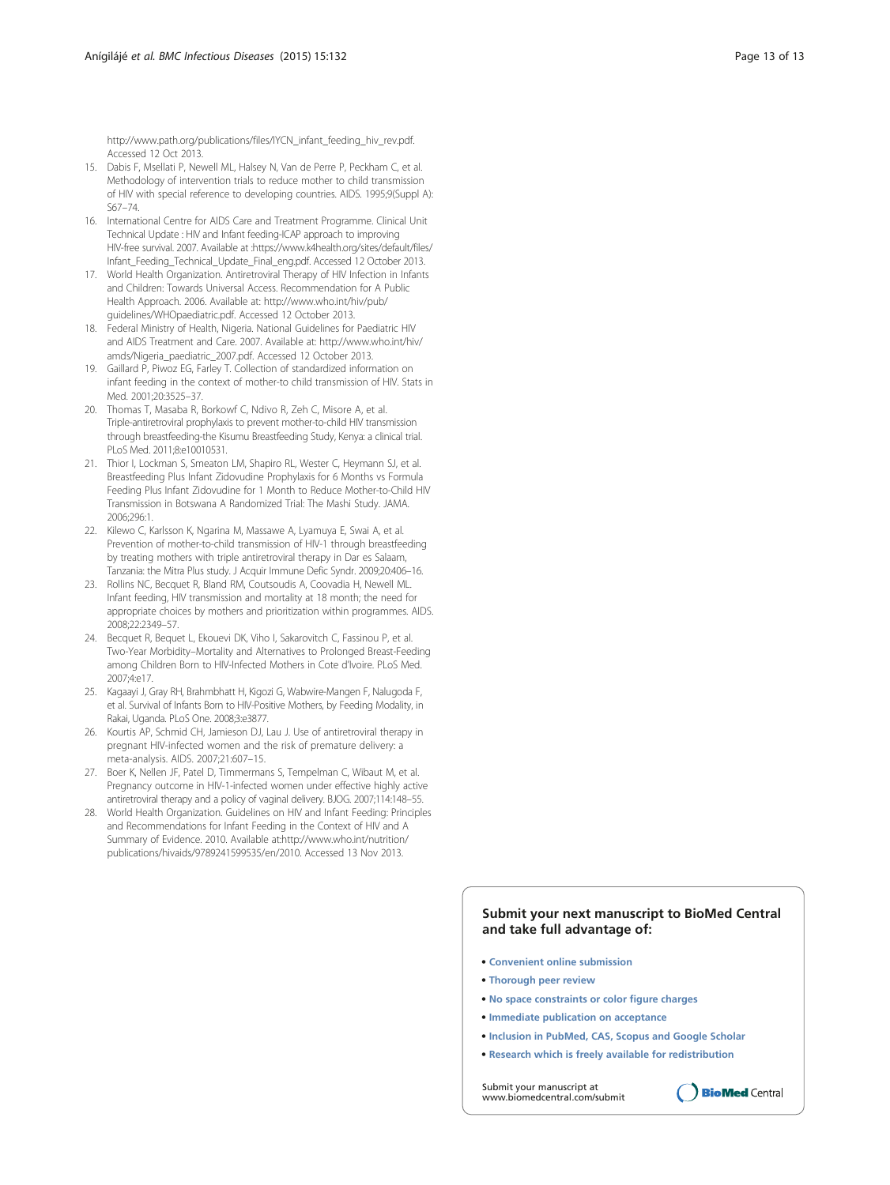http://www.path.org/publications/files/IYCN_infant_feeding_hiv_rev.pdf. Accessed 12 Oct 2013.

15. Dabis F, Msellati P, Newell ML, Halsey N, Van de Perre P, Peckham C, et al. Methodology of intervention trials to reduce mother to child transmission of HIV with special reference to developing countries. AIDS. 1995;9(Suppl A): S67–74.
16. International Centre for AIDS Care and Treatment Programme. Clinical Unit Technical Update : HIV and Infant feeding-ICAP approach to improving HIV-free survival. 2007. Available at :https://www.k4health.org/sites/default/files/Infant_Feeding_Technical_Update_Final_eng.pdf. Accessed 12 October 2013.
17. World Health Organization. Antiretroviral Therapy of HIV Infection in Infants and Children: Towards Universal Access. Recommendation for A Public Health Approach. 2006. Available at: http://www.who.int/hiv/pub/guidelines/WHOpaediatric.pdf. Accessed 12 October 2013.
18. Federal Ministry of Health, Nigeria. National Guidelines for Paediatric HIV and AIDS Treatment and Care. 2007. Available at: http://www.who.int/hiv/amds/Nigeria_paediatric_2007.pdf. Accessed 12 October 2013.
19. Gaillard P, Piwoz EG, Farley T. Collection of standardized information on infant feeding in the context of mother-to child transmission of HIV. Stats in Med. 2001;20:3525–37.
20. Thomas T, Masaba R, Borkowf C, Ndivo R, Zeh C, Misore A, et al. Triple-antiretroviral prophylaxis to prevent mother-to-child HIV transmission through breastfeeding-the Kisumu Breastfeeding Study, Kenya: a clinical trial. PLoS Med. 2011;8:e10010531.
21. Thior I, Lockman S, Smeaton LM, Shapiro RL, Wester C, Heymann SJ, et al. Breastfeeding Plus Infant Zidovudine Prophylaxis for 6 Months vs Formula Feeding Plus Infant Zidovudine for 1 Month to Reduce Mother-to-Child HIV Transmission in Botswana A Randomized Trial: The Mashi Study. JAMA. 2006;296:1.
22. Kilewo C, Karlsson K, Ngarina M, Massawe A, Lyamuya E, Swai A, et al. Prevention of mother-to-child transmission of HIV-1 through breastfeeding by treating mothers with triple antiretroviral therapy in Dar es Salaam, Tanzania: the Mitra Plus study. J Acquir Immune Defic Syndr. 2009;20:406–16.
23. Rollins NC, Becquet R, Bland RM, Coutsoudis A, Coovadia H, Newell ML. Infant feeding, HIV transmission and mortality at 18 month; the need for appropriate choices by mothers and prioritization within programmes. AIDS. 2008;22:2349–57.
24. Becquet R, Bequet L, Ekouevi DK, Viho I, Sakarovitch C, Fassinou P, et al. Two-Year Morbidity–Mortality and Alternatives to Prolonged Breast-Feeding among Children Born to HIV-Infected Mothers in Cote d'Ivoire. PLoS Med. 2007;4:e17.
25. Kagaayi J, Gray RH, Brahmbhatt H, Kigozi G, Wabwire-Mangen F, Nalugoda F, et al. Survival of Infants Born to HIV-Positive Mothers, by Feeding Modality, in Rakai, Uganda. PLoS One. 2008;3:e3877.
26. Kourtis AP, Schmid CH, Jamieson DJ, Lau J. Use of antiretroviral therapy in pregnant HIV-infected women and the risk of premature delivery: a meta-analysis. AIDS. 2007;21:607–15.
27. Boer K, Nellen JF, Patel D, Timmermans S, Tempelman C, Wibaut M, et al. Pregnancy outcome in HIV-1-infected women under effective highly active antiretroviral therapy and a policy of vaginal delivery. BJOG. 2007;114:148–55.
28. World Health Organization. Guidelines on HIV and Infant Feeding: Principles and Recommendations for Infant Feeding in the Context of HIV and A Summary of Evidence. 2010. Available at:http://www.who.int/nutrition/publications/hivaids/9789241599535/en/2010. Accessed 13 Nov 2013.

**Submit your next manuscript to BioMed Central and take full advantage of:**

- **Convenient online submission**
- **Thorough peer review**
- **No space constraints or color figure charges**
- **Immediate publication on acceptance**
- **Inclusion in PubMed, CAS, Scopus and Google Scholar**
- **Research which is freely available for redistribution**

Submit your manuscript at
www.biomedcentral.com/submit

BioMed Central